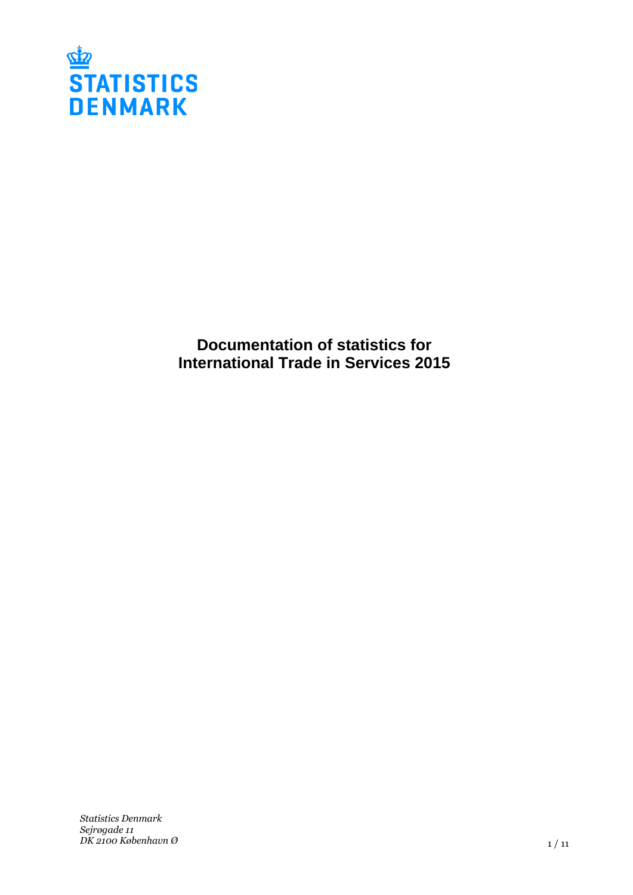STATISTICS DENMARK

# Documentation of statistics for International Trade in Services 2015

*Statistics Denmark*
*Sejrøgade 11*
*DK 2100 København Ø*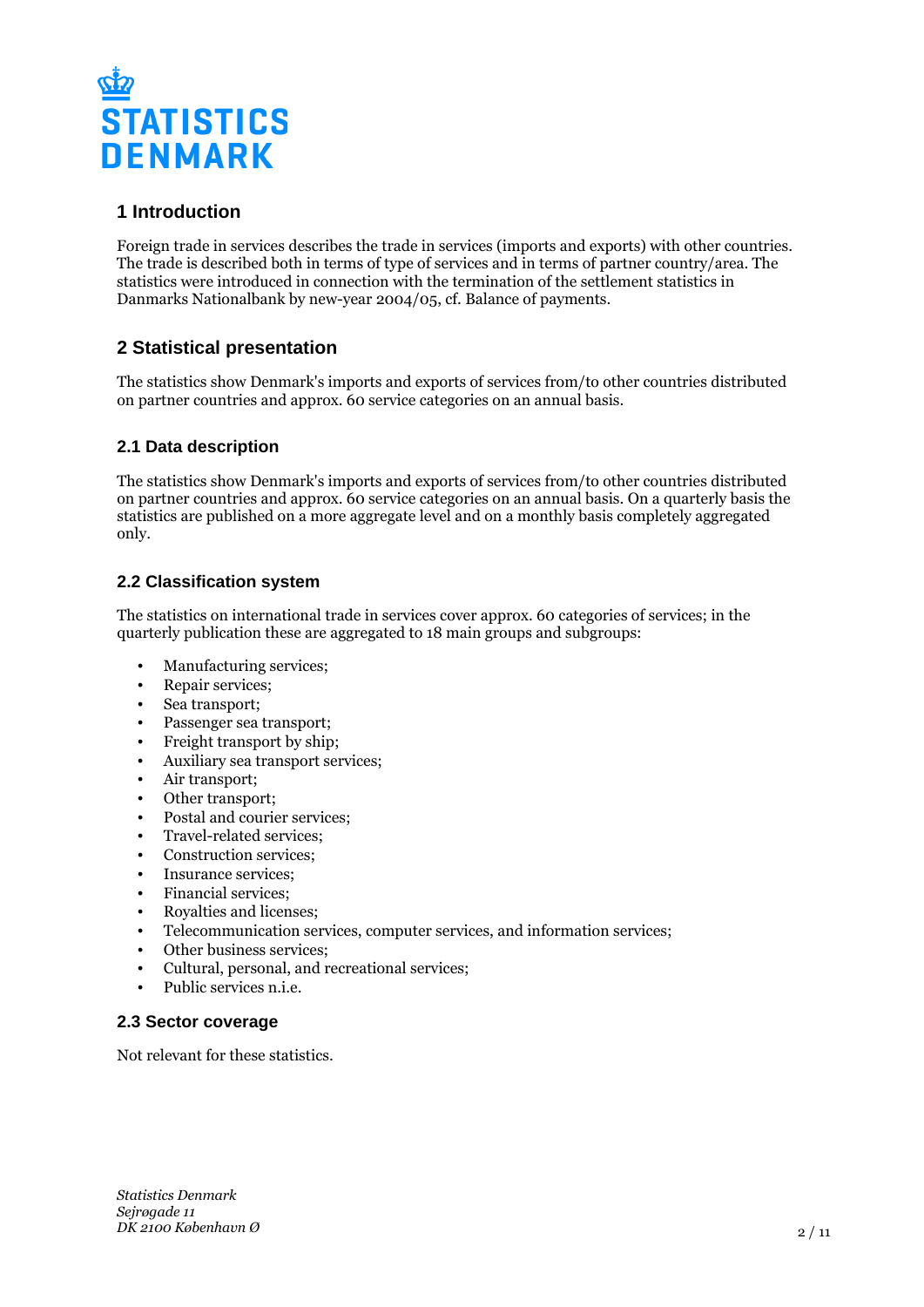## 1 Introduction

Foreign trade in services describes the trade in services (imports and exports) with other countries. The trade is described both in terms of type of services and in terms of partner country/area. The statistics were introduced in connection with the termination of the settlement statistics in Danmarks Nationalbank by new-year 2004/05, cf. Balance of payments.

## 2 Statistical presentation

The statistics show Denmark's imports and exports of services from/to other countries distributed on partner countries and approx. 60 service categories on an annual basis.

### 2.1 Data description

The statistics show Denmark's imports and exports of services from/to other countries distributed on partner countries and approx. 60 service categories on an annual basis. On a quarterly basis the statistics are published on a more aggregate level and on a monthly basis completely aggregated only.

### 2.2 Classification system

The statistics on international trade in services cover approx. 60 categories of services; in the quarterly publication these are aggregated to 18 main groups and subgroups:

- Manufacturing services;
- Repair services;
- Sea transport;
- Passenger sea transport;
- Freight transport by ship;
- Auxiliary sea transport services;
- Air transport;
- Other transport;
- Postal and courier services;
- Travel-related services;
- Construction services;
- Insurance services;
- Financial services;
- Royalties and licenses;
- Telecommunication services, computer services, and information services;
- Other business services;
- Cultural, personal, and recreational services;
- Public services n.i.e.

### 2.3 Sector coverage

Not relevant for these statistics.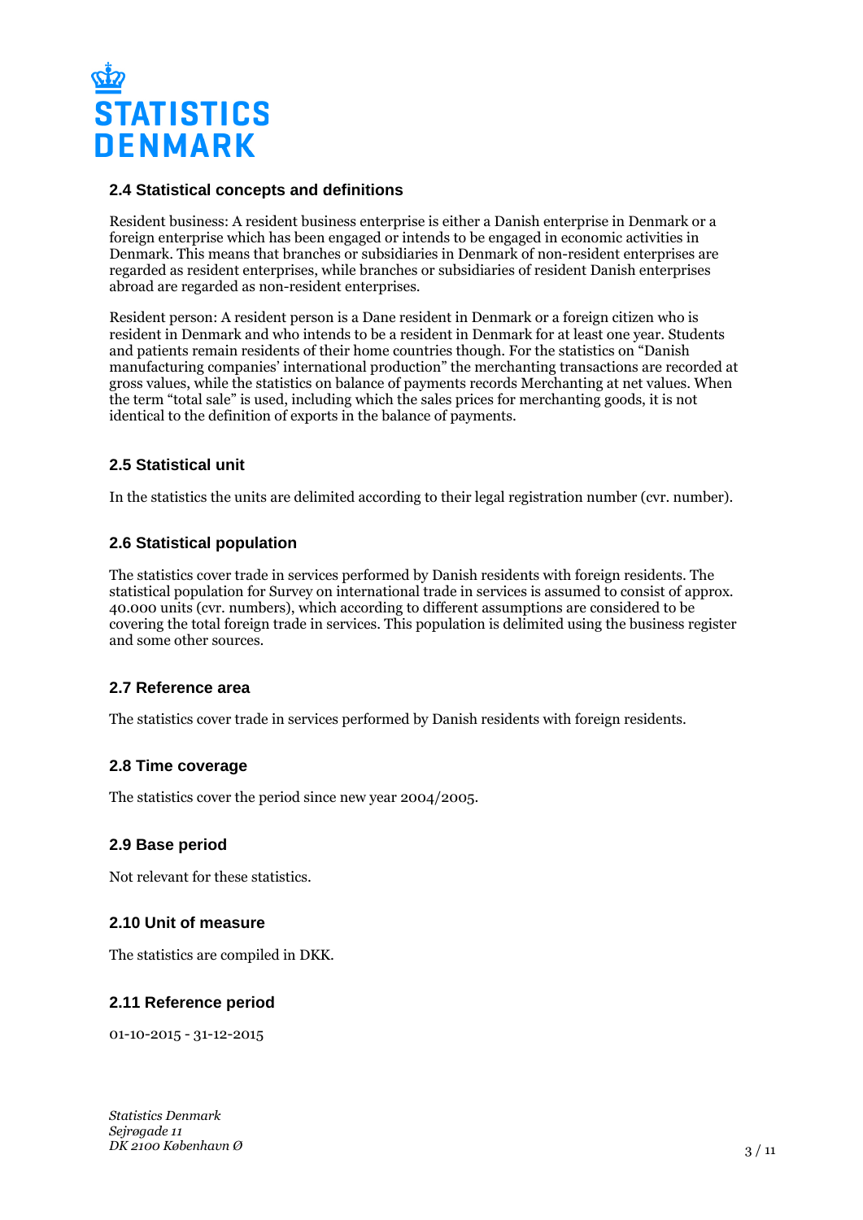### 2.4 Statistical concepts and definitions

Resident business: A resident business enterprise is either a Danish enterprise in Denmark or a foreign enterprise which has been engaged or intends to be engaged in economic activities in Denmark. This means that branches or subsidiaries in Denmark of non-resident enterprises are regarded as resident enterprises, while branches or subsidiaries of resident Danish enterprises abroad are regarded as non-resident enterprises.

Resident person: A resident person is a Dane resident in Denmark or a foreign citizen who is resident in Denmark and who intends to be a resident in Denmark for at least one year. Students and patients remain residents of their home countries though. For the statistics on "Danish manufacturing companies' international production" the merchanting transactions are recorded at gross values, while the statistics on balance of payments records Merchanting at net values. When the term "total sale" is used, including which the sales prices for merchanting goods, it is not identical to the definition of exports in the balance of payments.

### 2.5 Statistical unit

In the statistics the units are delimited according to their legal registration number (cvr. number).

### 2.6 Statistical population

The statistics cover trade in services performed by Danish residents with foreign residents. The statistical population for Survey on international trade in services is assumed to consist of approx. 40.000 units (cvr. numbers), which according to different assumptions are considered to be covering the total foreign trade in services. This population is delimited using the business register and some other sources.

### 2.7 Reference area

The statistics cover trade in services performed by Danish residents with foreign residents.

### 2.8 Time coverage

The statistics cover the period since new year 2004/2005.

### 2.9 Base period

Not relevant for these statistics.

### 2.10 Unit of measure

The statistics are compiled in DKK.

### 2.11 Reference period

01-10-2015 - 31-12-2015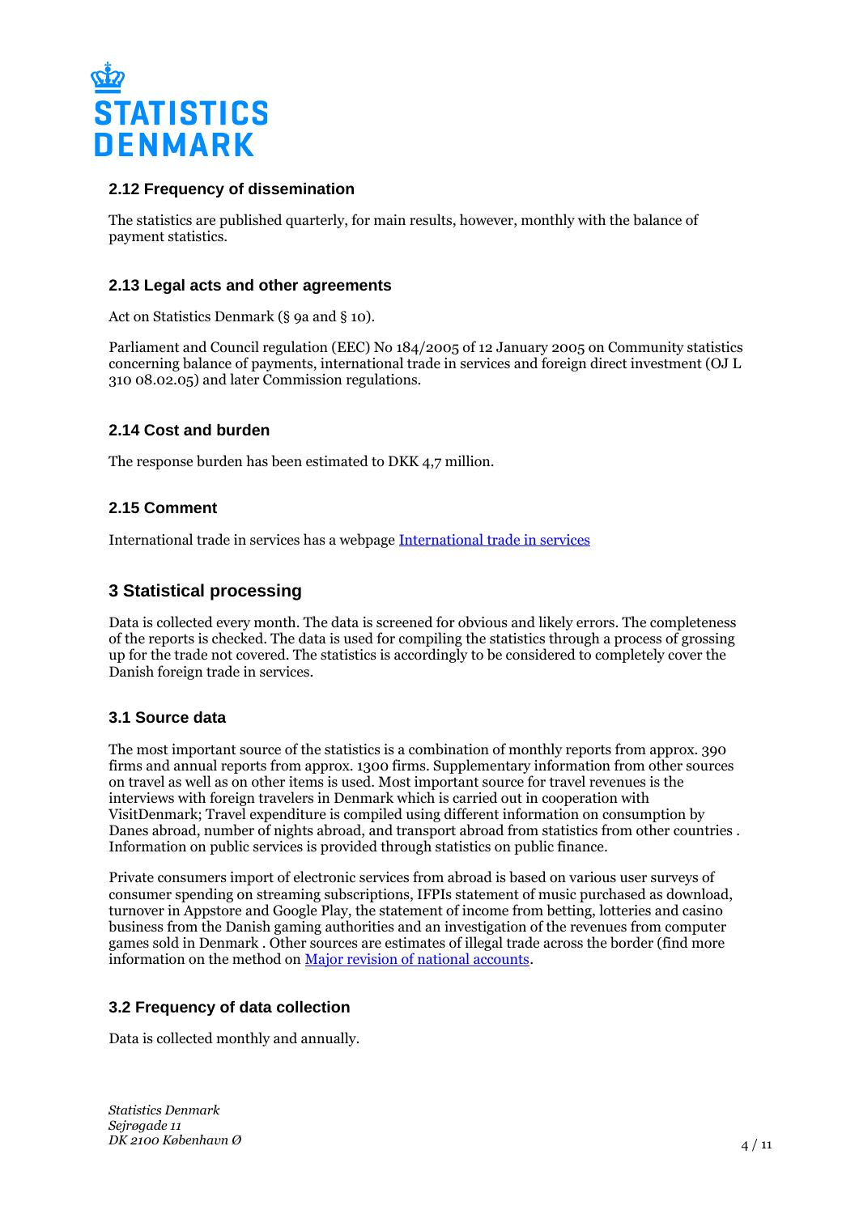### 2.12 Frequency of dissemination

The statistics are published quarterly, for main results, however, monthly with the balance of payment statistics.

### 2.13 Legal acts and other agreements

Act on Statistics Denmark (§ 9a and § 10).

Parliament and Council regulation (EEC) No 184/2005 of 12 January 2005 on Community statistics concerning balance of payments, international trade in services and foreign direct investment (OJ L 310 08.02.05) and later Commission regulations.

### 2.14 Cost and burden

The response burden has been estimated to DKK 4,7 million.

### 2.15 Comment

International trade in services has a webpage [International trade in services]

## 3 Statistical processing

Data is collected every month. The data is screened for obvious and likely errors. The completeness of the reports is checked. The data is used for compiling the statistics through a process of grossing up for the trade not covered. The statistics is accordingly to be considered to completely cover the Danish foreign trade in services.

### 3.1 Source data

The most important source of the statistics is a combination of monthly reports from approx. 390 firms and annual reports from approx. 1300 firms. Supplementary information from other sources on travel as well as on other items is used. Most important source for travel revenues is the interviews with foreign travelers in Denmark which is carried out in cooperation with VisitDenmark; Travel expenditure is compiled using different information on consumption by Danes abroad, number of nights abroad, and transport abroad from statistics from other countries . Information on public services is provided through statistics on public finance.

Private consumers import of electronic services from abroad is based on various user surveys of consumer spending on streaming subscriptions, IFPIs statement of music purchased as download, turnover in Appstore and Google Play, the statement of income from betting, lotteries and casino business from the Danish gaming authorities and an investigation of the revenues from computer games sold in Denmark . Other sources are estimates of illegal trade across the border (find more information on the method on [Major revision of national accounts].

### 3.2 Frequency of data collection

Data is collected monthly and annually.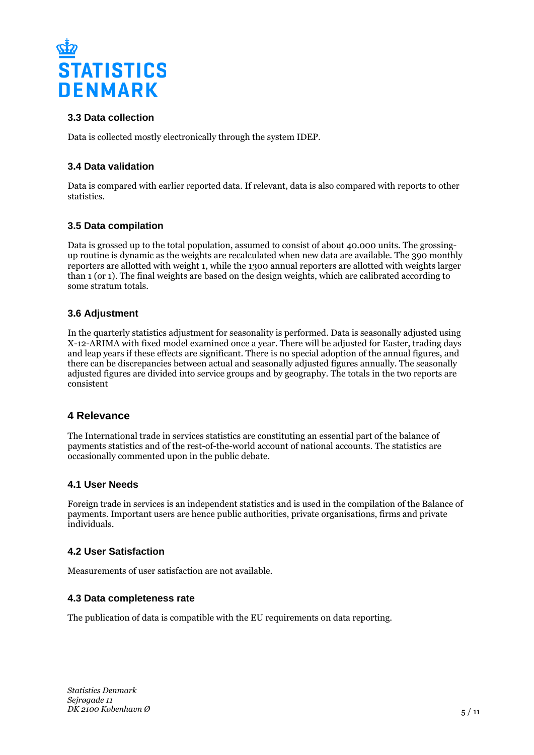### 3.3 Data collection

Data is collected mostly electronically through the system IDEP.

### 3.4 Data validation

Data is compared with earlier reported data. If relevant, data is also compared with reports to other statistics.

### 3.5 Data compilation

Data is grossed up to the total population, assumed to consist of about 40.000 units. The grossing-up routine is dynamic as the weights are recalculated when new data are available. The 390 monthly reporters are allotted with weight 1, while the 1300 annual reporters are allotted with weights larger than 1 (or 1). The final weights are based on the design weights, which are calibrated according to some stratum totals.

### 3.6 Adjustment

In the quarterly statistics adjustment for seasonality is performed. Data is seasonally adjusted using X-12-ARIMA with fixed model examined once a year. There will be adjusted for Easter, trading days and leap years if these effects are significant. There is no special adoption of the annual figures, and there can be discrepancies between actual and seasonally adjusted figures annually. The seasonally adjusted figures are divided into service groups and by geography. The totals in the two reports are consistent

## 4 Relevance

The International trade in services statistics are constituting an essential part of the balance of payments statistics and of the rest-of-the-world account of national accounts. The statistics are occasionally commented upon in the public debate.

### 4.1 User Needs

Foreign trade in services is an independent statistics and is used in the compilation of the Balance of payments. Important users are hence public authorities, private organisations, firms and private individuals.

### 4.2 User Satisfaction

Measurements of user satisfaction are not available.

### 4.3 Data completeness rate

The publication of data is compatible with the EU requirements on data reporting.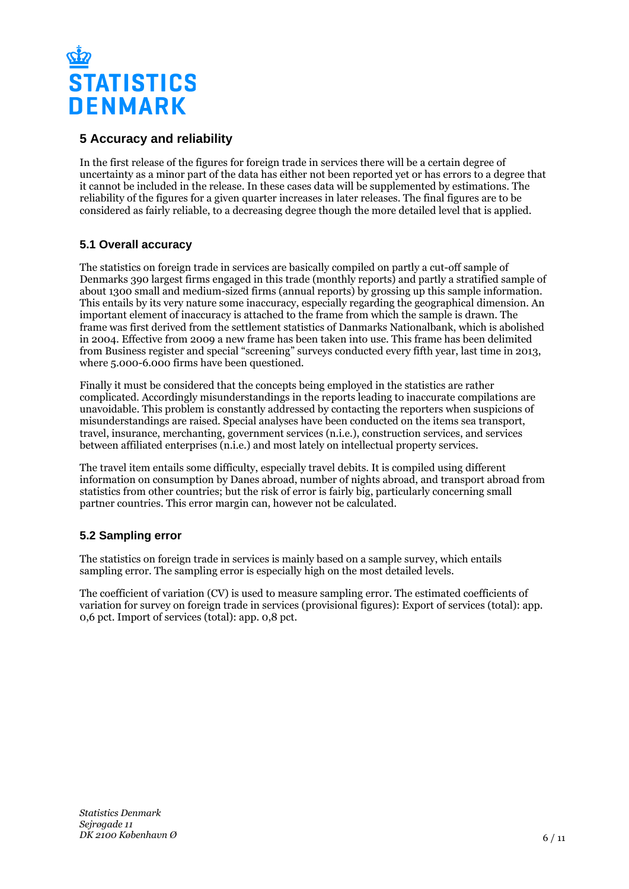## 5 Accuracy and reliability

In the first release of the figures for foreign trade in services there will be a certain degree of uncertainty as a minor part of the data has either not been reported yet or has errors to a degree that it cannot be included in the release. In these cases data will be supplemented by estimations. The reliability of the figures for a given quarter increases in later releases. The final figures are to be considered as fairly reliable, to a decreasing degree though the more detailed level that is applied.

### 5.1 Overall accuracy

The statistics on foreign trade in services are basically compiled on partly a cut-off sample of Denmarks 390 largest firms engaged in this trade (monthly reports) and partly a stratified sample of about 1300 small and medium-sized firms (annual reports) by grossing up this sample information. This entails by its very nature some inaccuracy, especially regarding the geographical dimension. An important element of inaccuracy is attached to the frame from which the sample is drawn. The frame was first derived from the settlement statistics of Danmarks Nationalbank, which is abolished in 2004. Effective from 2009 a new frame has been taken into use. This frame has been delimited from Business register and special "screening" surveys conducted every fifth year, last time in 2013, where 5.000-6.000 firms have been questioned.

Finally it must be considered that the concepts being employed in the statistics are rather complicated. Accordingly misunderstandings in the reports leading to inaccurate compilations are unavoidable. This problem is constantly addressed by contacting the reporters when suspicions of misunderstandings are raised. Special analyses have been conducted on the items sea transport, travel, insurance, merchanting, government services (n.i.e.), construction services, and services between affiliated enterprises (n.i.e.) and most lately on intellectual property services.

The travel item entails some difficulty, especially travel debits. It is compiled using different information on consumption by Danes abroad, number of nights abroad, and transport abroad from statistics from other countries; but the risk of error is fairly big, particularly concerning small partner countries. This error margin can, however not be calculated.

### 5.2 Sampling error

The statistics on foreign trade in services is mainly based on a sample survey, which entails sampling error. The sampling error is especially high on the most detailed levels.

The coefficient of variation (CV) is used to measure sampling error. The estimated coefficients of variation for survey on foreign trade in services (provisional figures): Export of services (total): app. 0,6 pct. Import of services (total): app. 0,8 pct.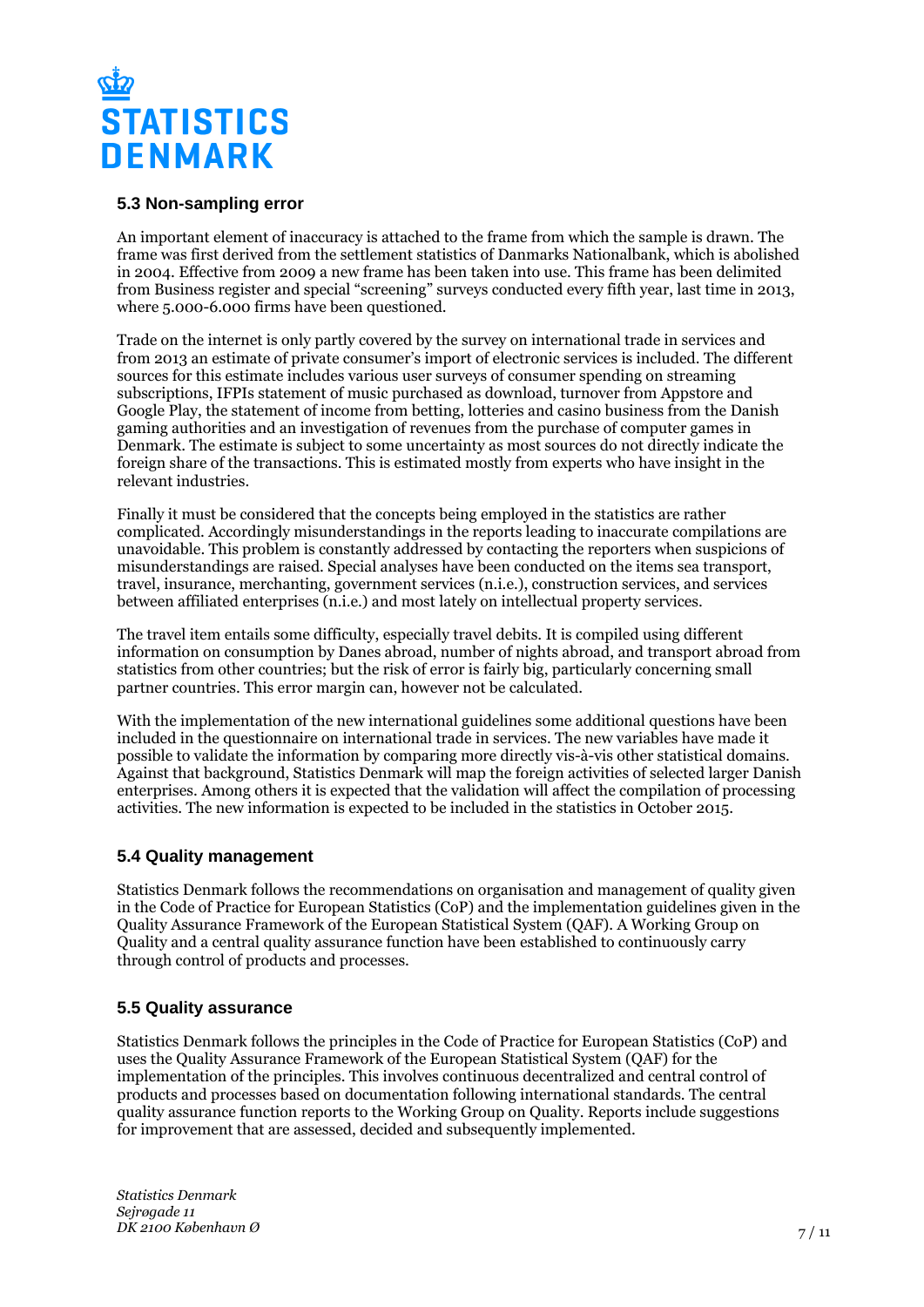### 5.3 Non-sampling error

An important element of inaccuracy is attached to the frame from which the sample is drawn. The frame was first derived from the settlement statistics of Danmarks Nationalbank, which is abolished in 2004. Effective from 2009 a new frame has been taken into use. This frame has been delimited from Business register and special "screening" surveys conducted every fifth year, last time in 2013, where 5.000-6.000 firms have been questioned.

Trade on the internet is only partly covered by the survey on international trade in services and from 2013 an estimate of private consumer's import of electronic services is included. The different sources for this estimate includes various user surveys of consumer spending on streaming subscriptions, IFPIs statement of music purchased as download, turnover from Appstore and Google Play, the statement of income from betting, lotteries and casino business from the Danish gaming authorities and an investigation of revenues from the purchase of computer games in Denmark. The estimate is subject to some uncertainty as most sources do not directly indicate the foreign share of the transactions. This is estimated mostly from experts who have insight in the relevant industries.

Finally it must be considered that the concepts being employed in the statistics are rather complicated. Accordingly misunderstandings in the reports leading to inaccurate compilations are unavoidable. This problem is constantly addressed by contacting the reporters when suspicions of misunderstandings are raised. Special analyses have been conducted on the items sea transport, travel, insurance, merchanting, government services (n.i.e.), construction services, and services between affiliated enterprises (n.i.e.) and most lately on intellectual property services.

The travel item entails some difficulty, especially travel debits. It is compiled using different information on consumption by Danes abroad, number of nights abroad, and transport abroad from statistics from other countries; but the risk of error is fairly big, particularly concerning small partner countries. This error margin can, however not be calculated.

With the implementation of the new international guidelines some additional questions have been included in the questionnaire on international trade in services. The new variables have made it possible to validate the information by comparing more directly vis-à-vis other statistical domains. Against that background, Statistics Denmark will map the foreign activities of selected larger Danish enterprises. Among others it is expected that the validation will affect the compilation of processing activities. The new information is expected to be included in the statistics in October 2015.

### 5.4 Quality management

Statistics Denmark follows the recommendations on organisation and management of quality given in the Code of Practice for European Statistics (CoP) and the implementation guidelines given in the Quality Assurance Framework of the European Statistical System (QAF). A Working Group on Quality and a central quality assurance function have been established to continuously carry through control of products and processes.

### 5.5 Quality assurance

Statistics Denmark follows the principles in the Code of Practice for European Statistics (CoP) and uses the Quality Assurance Framework of the European Statistical System (QAF) for the implementation of the principles. This involves continuous decentralized and central control of products and processes based on documentation following international standards. The central quality assurance function reports to the Working Group on Quality. Reports include suggestions for improvement that are assessed, decided and subsequently implemented.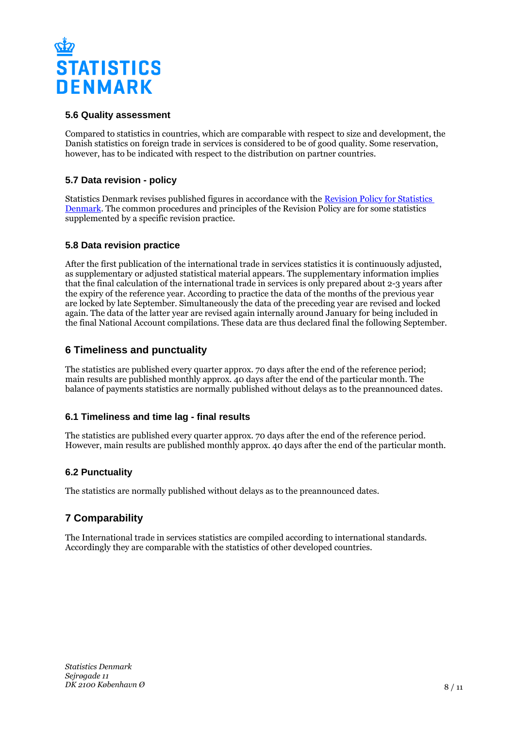### 5.6 Quality assessment

Compared to statistics in countries, which are comparable with respect to size and development, the Danish statistics on foreign trade in services is considered to be of good quality. Some reservation, however, has to be indicated with respect to the distribution on partner countries.

### 5.7 Data revision - policy

Statistics Denmark revises published figures in accordance with the [Revision Policy for Statistics Denmark](). The common procedures and principles of the Revision Policy are for some statistics supplemented by a specific revision practice.

### 5.8 Data revision practice

After the first publication of the international trade in services statistics it is continuously adjusted, as supplementary or adjusted statistical material appears. The supplementary information implies that the final calculation of the international trade in services is only prepared about 2-3 years after the expiry of the reference year. According to practice the data of the months of the previous year are locked by late September. Simultaneously the data of the preceding year are revised and locked again. The data of the latter year are revised again internally around January for being included in the final National Account compilations. These data are thus declared final the following September.

## 6 Timeliness and punctuality

The statistics are published every quarter approx. 70 days after the end of the reference period; main results are published monthly approx. 40 days after the end of the particular month. The balance of payments statistics are normally published without delays as to the preannounced dates.

### 6.1 Timeliness and time lag - final results

The statistics are published every quarter approx. 70 days after the end of the reference period. However, main results are published monthly approx. 40 days after the end of the particular month.

### 6.2 Punctuality

The statistics are normally published without delays as to the preannounced dates.

## 7 Comparability

The International trade in services statistics are compiled according to international standards. Accordingly they are comparable with the statistics of other developed countries.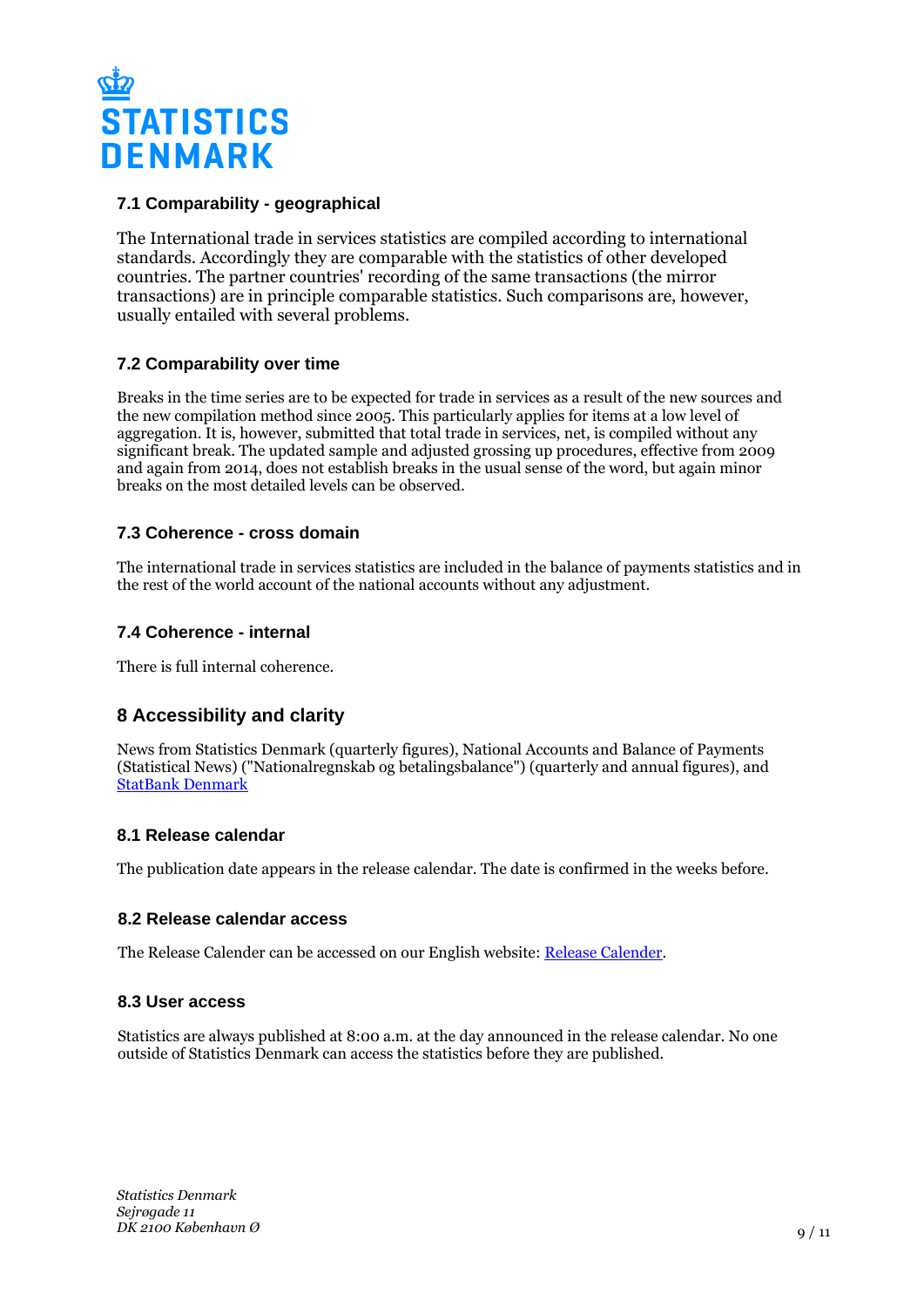### 7.1 Comparability - geographical

The International trade in services statistics are compiled according to international standards. Accordingly they are comparable with the statistics of other developed countries. The partner countries' recording of the same transactions (the mirror transactions) are in principle comparable statistics. Such comparisons are, however, usually entailed with several problems.

### 7.2 Comparability over time

Breaks in the time series are to be expected for trade in services as a result of the new sources and the new compilation method since 2005. This particularly applies for items at a low level of aggregation. It is, however, submitted that total trade in services, net, is compiled without any significant break. The updated sample and adjusted grossing up procedures, effective from 2009 and again from 2014, does not establish breaks in the usual sense of the word, but again minor breaks on the most detailed levels can be observed.

### 7.3 Coherence - cross domain

The international trade in services statistics are included in the balance of payments statistics and in the rest of the world account of the national accounts without any adjustment.

### 7.4 Coherence - internal

There is full internal coherence.

## 8 Accessibility and clarity

News from Statistics Denmark (quarterly figures), National Accounts and Balance of Payments (Statistical News) ("Nationalregnskab og betalingsbalance") (quarterly and annual figures), and [StatBank Denmark]

### 8.1 Release calendar

The publication date appears in the release calendar. The date is confirmed in the weeks before.

### 8.2 Release calendar access

The Release Calender can be accessed on our English website: [Release Calender].

### 8.3 User access

Statistics are always published at 8:00 a.m. at the day announced in the release calendar. No one outside of Statistics Denmark can access the statistics before they are published.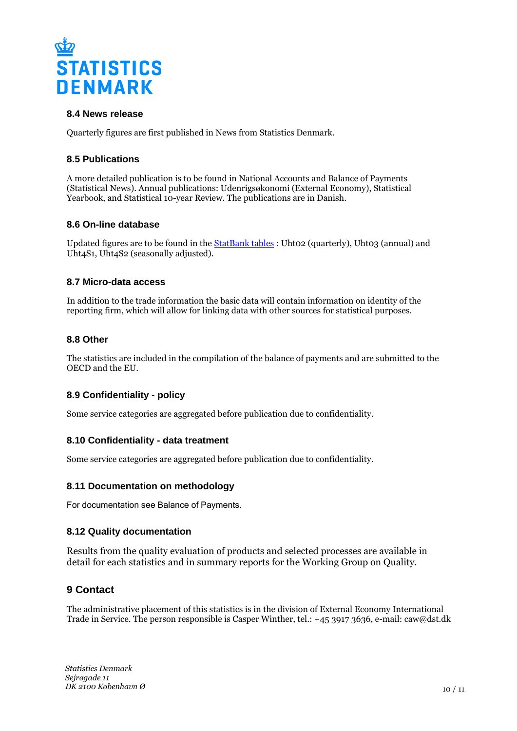### 8.4 News release

Quarterly figures are first published in News from Statistics Denmark.

### 8.5 Publications

A more detailed publication is to be found in National Accounts and Balance of Payments (Statistical News). Annual publications: Udenrigsøkonomi (External Economy), Statistical Yearbook, and Statistical 10-year Review. The publications are in Danish.

### 8.6 On-line database

Updated figures are to be found in the [StatBank tables] : Uht02 (quarterly), Uht03 (annual) and Uht4S1, Uht4S2 (seasonally adjusted).

### 8.7 Micro-data access

In addition to the trade information the basic data will contain information on identity of the reporting firm, which will allow for linking data with other sources for statistical purposes.

### 8.8 Other

The statistics are included in the compilation of the balance of payments and are submitted to the OECD and the EU.

### 8.9 Confidentiality - policy

Some service categories are aggregated before publication due to confidentiality.

### 8.10 Confidentiality - data treatment

Some service categories are aggregated before publication due to confidentiality.

### 8.11 Documentation on methodology

For documentation see Balance of Payments.

### 8.12 Quality documentation

Results from the quality evaluation of products and selected processes are available in detail for each statistics and in summary reports for the Working Group on Quality.

## 9 Contact

The administrative placement of this statistics is in the division of External Economy International Trade in Service. The person responsible is Casper Winther, tel.: +45 3917 3636, e-mail: caw@dst.dk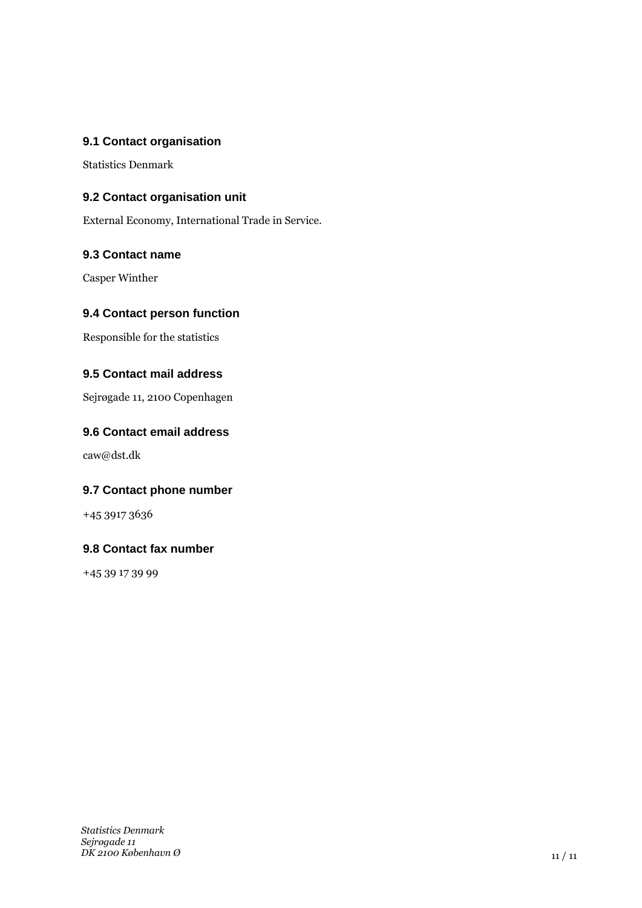### 9.1 Contact organisation

Statistics Denmark

### 9.2 Contact organisation unit

External Economy, International Trade in Service.

### 9.3 Contact name

Casper Winther

### 9.4 Contact person function

Responsible for the statistics

### 9.5 Contact mail address

Sejrøgade 11, 2100 Copenhagen

### 9.6 Contact email address

caw@dst.dk

### 9.7 Contact phone number

+45 3917 3636

### 9.8 Contact fax number

+45 39 17 39 99